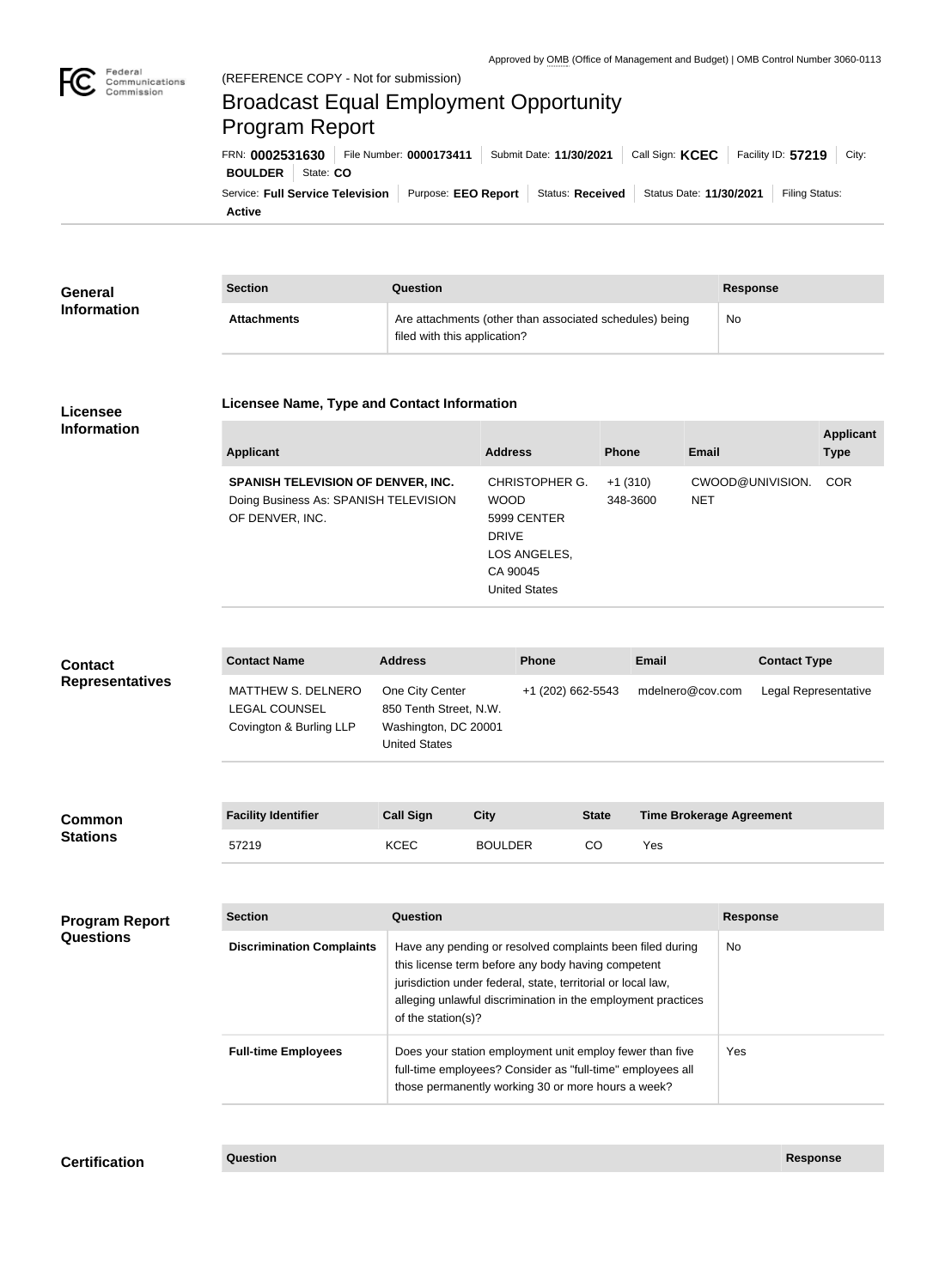Approved by OMB (Office of Management and Budget) | OMB Control Number 3060-0113

(REFERENCE COPY - Not for submission)

# Broadcast Equal Employment Opportunity Program Report

FRN: **0002531630** | File Number: **0000173411** | Submit Date: **11/30/2021** | Call Sign: **KCEC** | Facility ID: **57219** | City: **BOULDER** | State: **CO**

Service: **Full Service Television** | Purpose: **EEO Report** | Status: **Received** | Status Date: **11/30/2021** | Filing Status: **Active**

## General Information

| Section | Question | Response |
|---|---|---|
| **Attachments** | Are attachments (other than associated schedules) being filed with this application? | No |

## Licensee Information

### Licensee Name, Type and Contact Information

| Applicant | Address | Phone | Email | Applicant Type |
|---|---|---|---|---|
| **SPANISH TELEVISION OF DENVER, INC.** Doing Business As: SPANISH TELEVISION OF DENVER, INC. | CHRISTOPHER G. WOOD 5999 CENTER DRIVE LOS ANGELES, CA 90045 United States | +1 (310) 348-3600 | CWOOD@UNIVISION.NET | COR |

## Contact Representatives

| Contact Name | Address | Phone | Email | Contact Type |
|---|---|---|---|---|
| MATTHEW S. DELNERO LEGAL COUNSEL Covington & Burling LLP | One City Center 850 Tenth Street, N.W. Washington, DC 20001 United States | +1 (202) 662-5543 | mdelnero@cov.com | Legal Representative |

## Common Stations

| Facility Identifier | Call Sign | City | State | Time Brokerage Agreement |
|---|---|---|---|---|
| 57219 | KCEC | BOULDER | CO | Yes |

## Program Report Questions

| Section | Question | Response |
|---|---|---|
| **Discrimination Complaints** | Have any pending or resolved complaints been filed during this license term before any body having competent jurisdiction under federal, state, territorial or local law, alleging unlawful discrimination in the employment practices of the station(s)? | No |
| **Full-time Employees** | Does your station employment unit employ fewer than five full-time employees? Consider as "full-time" employees all those permanently working 30 or more hours a week? | Yes |

## Certification

| Question | Response |
|---|---|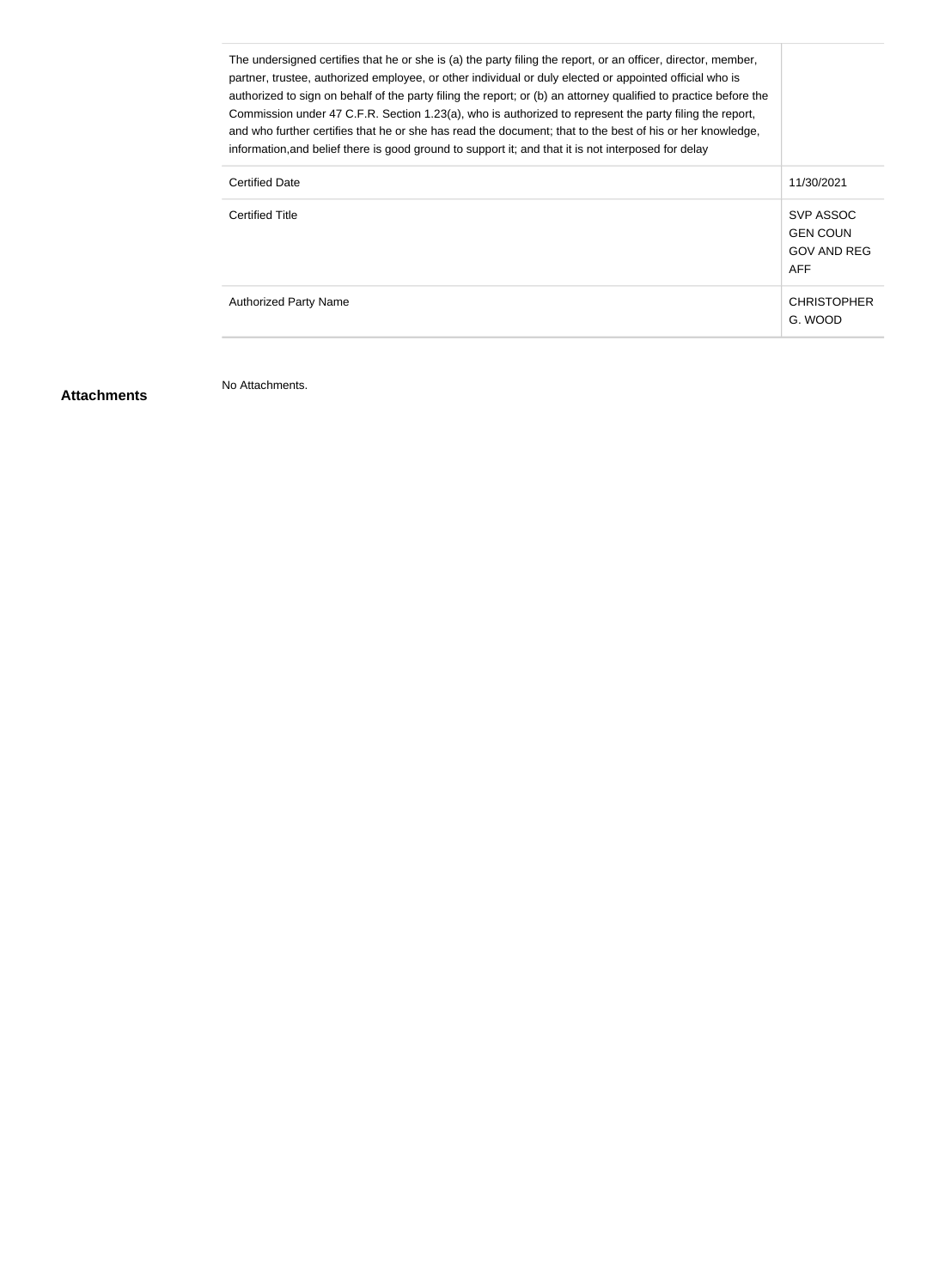| | |
| --- | --- |
| The undersigned certifies that he or she is (a) the party filing the report, or an officer, director, member, partner, trustee, authorized employee, or other individual or duly elected or appointed official who is authorized to sign on behalf of the party filing the report; or (b) an attorney qualified to practice before the Commission under 47 C.F.R. Section 1.23(a), who is authorized to represent the party filing the report, and who further certifies that he or she has read the document; that to the best of his or her knowledge, information,and belief there is good ground to support it; and that it is not interposed for delay | |
| Certified Date | 11/30/2021 |
| Certified Title | SVP ASSOC GEN COUN GOV AND REG AFF |
| Authorized Party Name | CHRISTOPHER G. WOOD |

**Attachments**

No Attachments.